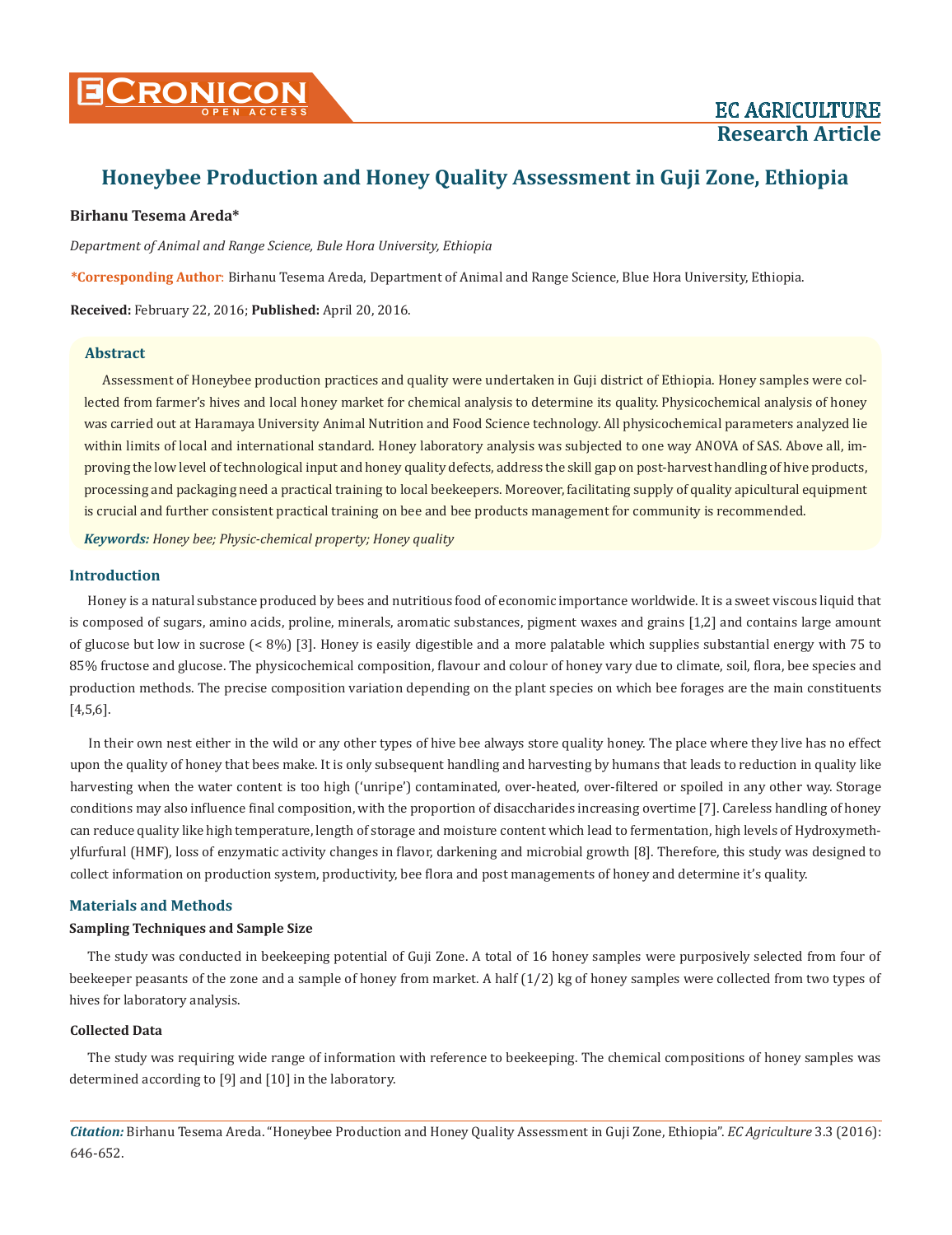# Honeybee Production and Honey Quality Assessment in Guji Zone, Ethiopia

**Birhanu Tesema Areda***

*Department of Animal and Range Science, Bule Hora University, Ethiopia*

**\*Corresponding Author**: Birhanu Tesema Areda, Department of Animal and Range Science, Blue Hora University, Ethiopia.

**Received:** February 22, 2016; **Published:** April 20, 2016.

## Abstract

Assessment of Honeybee production practices and quality were undertaken in Guji district of Ethiopia. Honey samples were collected from farmer's hives and local honey market for chemical analysis to determine its quality. Physicochemical analysis of honey was carried out at Haramaya University Animal Nutrition and Food Science technology. All physicochemical parameters analyzed lie within limits of local and international standard. Honey laboratory analysis was subjected to one way ANOVA of SAS. Above all, improving the low level of technological input and honey quality defects, address the skill gap on post-harvest handling of hive products, processing and packaging need a practical training to local beekeepers. Moreover, facilitating supply of quality apicultural equipment is crucial and further consistent practical training on bee and bee products management for community is recommended.

***Keywords:** Honey bee; Physic-chemical property; Honey quality*

## Introduction

Honey is a natural substance produced by bees and nutritious food of economic importance worldwide. It is a sweet viscous liquid that is composed of sugars, amino acids, proline, minerals, aromatic substances, pigment waxes and grains [1,2] and contains large amount of glucose but low in sucrose (< 8%) [3]. Honey is easily digestible and a more palatable which supplies substantial energy with 75 to 85% fructose and glucose. The physicochemical composition, flavour and colour of honey vary due to climate, soil, flora, bee species and production methods. The precise composition variation depending on the plant species on which bee forages are the main constituents [4,5,6].

In their own nest either in the wild or any other types of hive bee always store quality honey. The place where they live has no effect upon the quality of honey that bees make. It is only subsequent handling and harvesting by humans that leads to reduction in quality like harvesting when the water content is too high ('unripe') contaminated, over-heated, over-filtered or spoiled in any other way. Storage conditions may also influence final composition, with the proportion of disaccharides increasing overtime [7]. Careless handling of honey can reduce quality like high temperature, length of storage and moisture content which lead to fermentation, high levels of Hydroxymethylfurfural (HMF), loss of enzymatic activity changes in flavor, darkening and microbial growth [8]. Therefore, this study was designed to collect information on production system, productivity, bee flora and post managements of honey and determine it's quality.

## Materials and Methods

### Sampling Techniques and Sample Size

The study was conducted in beekeeping potential of Guji Zone. A total of 16 honey samples were purposively selected from four of beekeeper peasants of the zone and a sample of honey from market. A half (1/2) kg of honey samples were collected from two types of hives for laboratory analysis.

### Collected Data

The study was requiring wide range of information with reference to beekeeping. The chemical compositions of honey samples was determined according to [9] and [10] in the laboratory.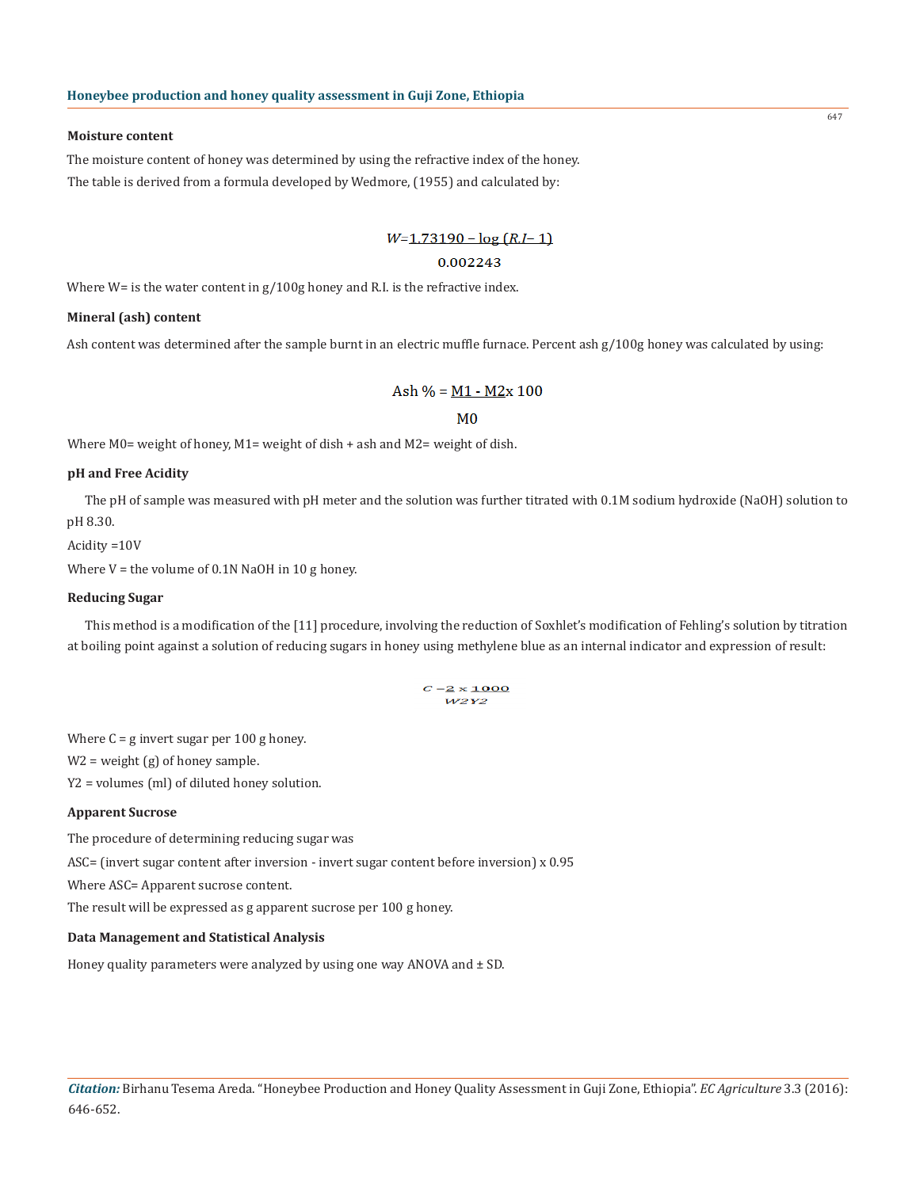#### Moisture content

The moisture content of honey was determined by using the refractive index of the honey.

The table is derived from a formula developed by Wedmore, (1955) and calculated by:

$$W = \frac{1.73190 - \log(R.I - 1)}{0.002243}$$

Where W= is the water content in g/100g honey and R.I. is the refractive index.

#### Mineral (ash) content

Ash content was determined after the sample burnt in an electric muffle furnace. Percent ash g/100g honey was calculated by using:

$$\text{Ash \%} = \frac{M1 - M2}{M0} \times 100$$

Where M0= weight of honey, M1= weight of dish + ash and M2= weight of dish.

#### pH and Free Acidity

The pH of sample was measured with pH meter and the solution was further titrated with 0.1M sodium hydroxide (NaOH) solution to pH 8.30.

Acidity =10V

Where V = the volume of 0.1N NaOH in 10 g honey.

#### Reducing Sugar

This method is a modification of the [11] procedure, involving the reduction of Soxhlet's modification of Fehling's solution by titration at boiling point against a solution of reducing sugars in honey using methylene blue as an internal indicator and expression of result:

$$C = \frac{2}{W2} \times \frac{1000}{Y2}$$

Where C = g invert sugar per 100 g honey.

W2 = weight (g) of honey sample.

Y2 = volumes (ml) of diluted honey solution.

#### Apparent Sucrose

The procedure of determining reducing sugar was

ASC= (invert sugar content after inversion - invert sugar content before inversion) x 0.95

Where ASC= Apparent sucrose content.

The result will be expressed as g apparent sucrose per 100 g honey.

#### Data Management and Statistical Analysis

Honey quality parameters were analyzed by using one way ANOVA and ± SD.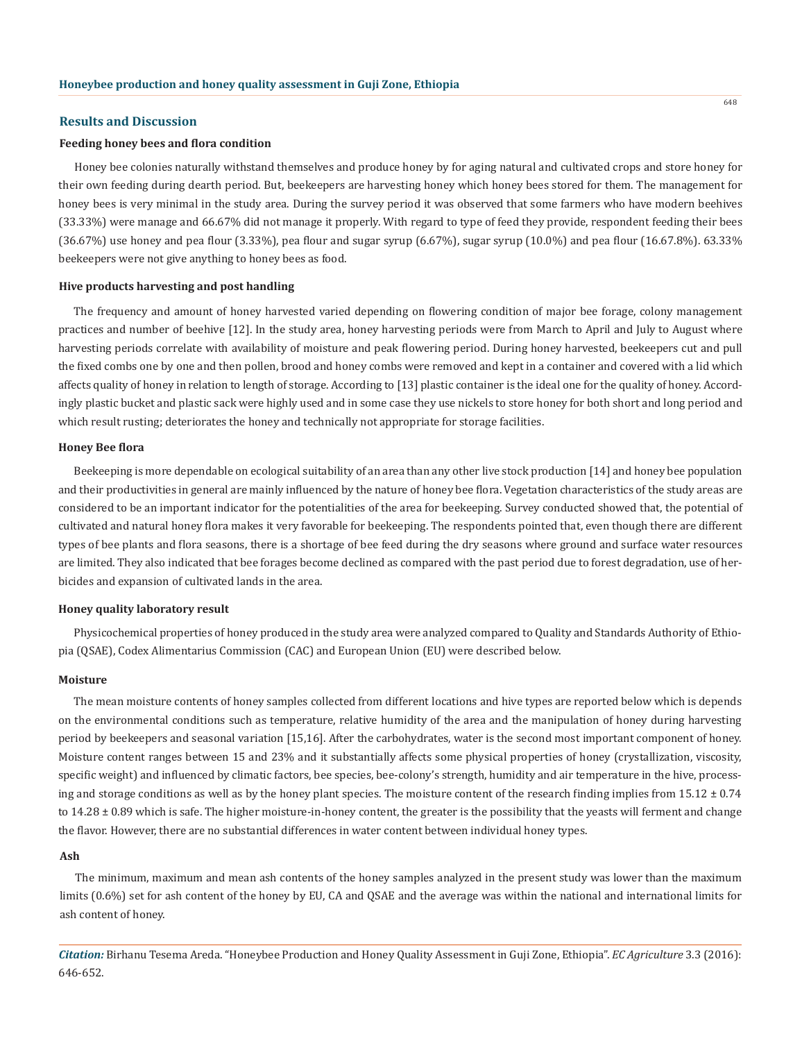## Results and Discussion

### Feeding honey bees and flora condition

Honey bee colonies naturally withstand themselves and produce honey by for aging natural and cultivated crops and store honey for their own feeding during dearth period. But, beekeepers are harvesting honey which honey bees stored for them. The management for honey bees is very minimal in the study area. During the survey period it was observed that some farmers who have modern beehives (33.33%) were manage and 66.67% did not manage it properly. With regard to type of feed they provide, respondent feeding their bees (36.67%) use honey and pea flour (3.33%), pea flour and sugar syrup (6.67%), sugar syrup (10.0%) and pea flour (16.67.8%). 63.33% beekeepers were not give anything to honey bees as food.

### Hive products harvesting and post handling

The frequency and amount of honey harvested varied depending on flowering condition of major bee forage, colony management practices and number of beehive [12]. In the study area, honey harvesting periods were from March to April and July to August where harvesting periods correlate with availability of moisture and peak flowering period. During honey harvested, beekeepers cut and pull the fixed combs one by one and then pollen, brood and honey combs were removed and kept in a container and covered with a lid which affects quality of honey in relation to length of storage. According to [13] plastic container is the ideal one for the quality of honey. Accordingly plastic bucket and plastic sack were highly used and in some case they use nickels to store honey for both short and long period and which result rusting; deteriorates the honey and technically not appropriate for storage facilities.

### Honey Bee flora

Beekeeping is more dependable on ecological suitability of an area than any other live stock production [14] and honey bee population and their productivities in general are mainly influenced by the nature of honey bee flora. Vegetation characteristics of the study areas are considered to be an important indicator for the potentialities of the area for beekeeping. Survey conducted showed that, the potential of cultivated and natural honey flora makes it very favorable for beekeeping. The respondents pointed that, even though there are different types of bee plants and flora seasons, there is a shortage of bee feed during the dry seasons where ground and surface water resources are limited. They also indicated that bee forages become declined as compared with the past period due to forest degradation, use of herbicides and expansion of cultivated lands in the area.

### Honey quality laboratory result

Physicochemical properties of honey produced in the study area were analyzed compared to Quality and Standards Authority of Ethiopia (QSAE), Codex Alimentarius Commission (CAC) and European Union (EU) were described below.

### Moisture

The mean moisture contents of honey samples collected from different locations and hive types are reported below which is depends on the environmental conditions such as temperature, relative humidity of the area and the manipulation of honey during harvesting period by beekeepers and seasonal variation [15,16]. After the carbohydrates, water is the second most important component of honey. Moisture content ranges between 15 and 23% and it substantially affects some physical properties of honey (crystallization, viscosity, specific weight) and influenced by climatic factors, bee species, bee-colony's strength, humidity and air temperature in the hive, processing and storage conditions as well as by the honey plant species. The moisture content of the research finding implies from $15.12 \pm 0.74$ to $14.28 \pm 0.89$ which is safe. The higher moisture-in-honey content, the greater is the possibility that the yeasts will ferment and change the flavor. However, there are no substantial differences in water content between individual honey types.

### Ash

The minimum, maximum and mean ash contents of the honey samples analyzed in the present study was lower than the maximum limits (0.6%) set for ash content of the honey by EU, CA and QSAE and the average was within the national and international limits for ash content of honey.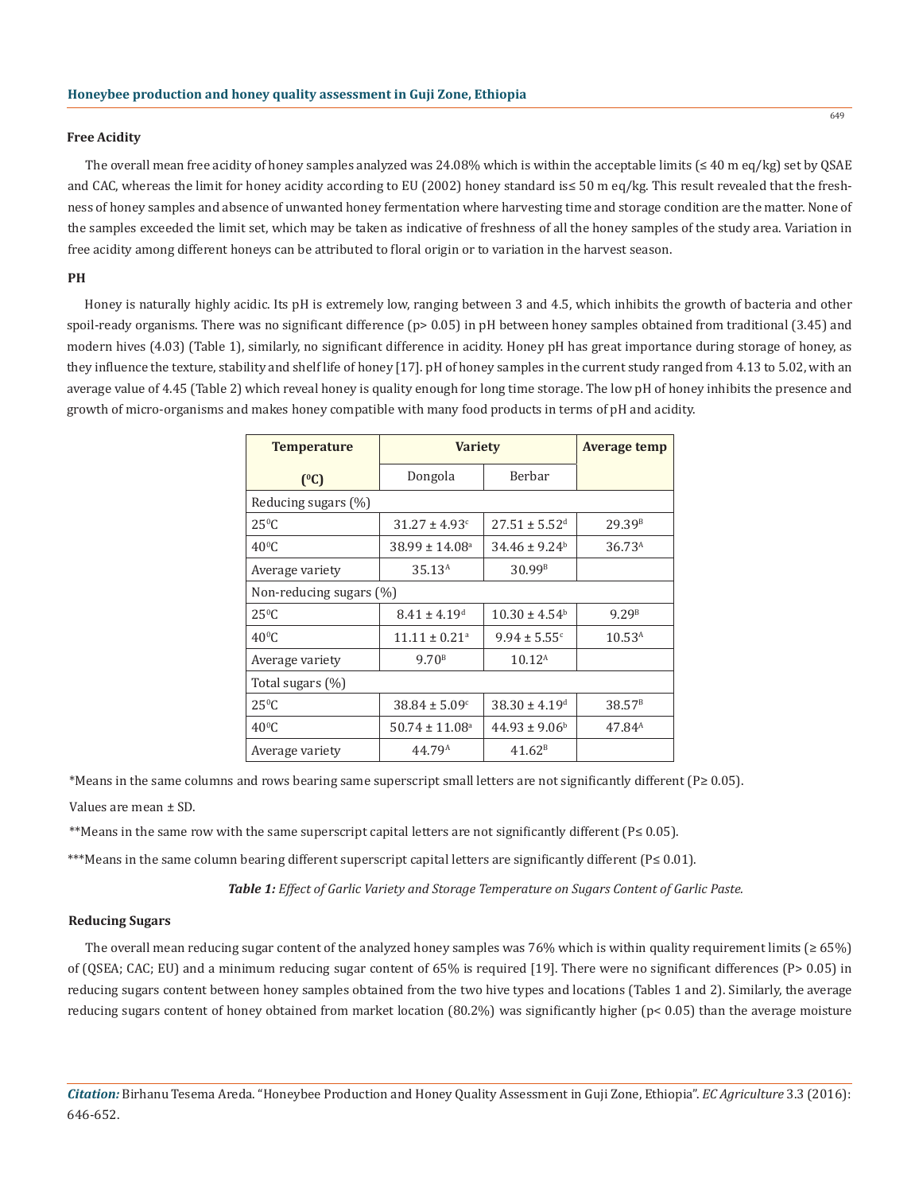### Free Acidity

The overall mean free acidity of honey samples analyzed was 24.08% which is within the acceptable limits (≤ 40 m eq/kg) set by QSAE and CAC, whereas the limit for honey acidity according to EU (2002) honey standard is≤ 50 m eq/kg. This result revealed that the freshness of honey samples and absence of unwanted honey fermentation where harvesting time and storage condition are the matter. None of the samples exceeded the limit set, which may be taken as indicative of freshness of all the honey samples of the study area. Variation in free acidity among different honeys can be attributed to floral origin or to variation in the harvest season.

### PH

Honey is naturally highly acidic. Its pH is extremely low, ranging between 3 and 4.5, which inhibits the growth of bacteria and other spoil-ready organisms. There was no significant difference (p> 0.05) in pH between honey samples obtained from traditional (3.45) and modern hives (4.03) (Table 1), similarly, no significant difference in acidity. Honey pH has great importance during storage of honey, as they influence the texture, stability and shelf life of honey [17]. pH of honey samples in the current study ranged from 4.13 to 5.02, with an average value of 4.45 (Table 2) which reveal honey is quality enough for long time storage. The low pH of honey inhibits the presence and growth of micro-organisms and makes honey compatible with many food products in terms of pH and acidity.

| Temperature ($^0C$) | Variety | | Average temp |
|---|---|---|---|
| | Dongola | Berbar | |
| Reducing sugars (%) | | | |
| $25^0C$ | $31.27 \pm 4.93^c$ | $27.51 \pm 5.52^d$ | $29.39^B$ |
| $40^0C$ | $38.99 \pm 14.08^a$ | $34.46 \pm 9.24^b$ | $36.73^A$ |
| Average variety | $35.13^A$ | $30.99^B$ | |
| Non-reducing sugars (%) | | | |
| $25^0C$ | $8.41 \pm 4.19^d$ | $10.30 \pm 4.54^b$ | $9.29^B$ |
| $40^0C$ | $11.11 \pm 0.21^a$ | $9.94 \pm 5.55^c$ | $10.53^A$ |
| Average variety | $9.70^B$ | $10.12^A$ | |
| Total sugars (%) | | | |
| $25^0C$ | $38.84 \pm 5.09^c$ | $38.30 \pm 4.19^d$ | $38.57^B$ |
| $40^0C$ | $50.74 \pm 11.08^a$ | $44.93 \pm 9.06^b$ | $47.84^A$ |
| Average variety | $44.79^A$ | $41.62^B$ | |

*Means in the same columns and rows bearing same superscript small letters are not significantly different (P≥ 0.05).

Values are mean ± SD.

**Means in the same row with the same superscript capital letters are not significantly different (P≤ 0.05).

***Means in the same column bearing different superscript capital letters are significantly different (P≤ 0.01).

***Table 1:** Effect of Garlic Variety and Storage Temperature on Sugars Content of Garlic Paste.*

### Reducing Sugars

The overall mean reducing sugar content of the analyzed honey samples was 76% which is within quality requirement limits (≥ 65%) of (QSEA; CAC; EU) and a minimum reducing sugar content of 65% is required [19]. There were no significant differences (P> 0.05) in reducing sugars content between honey samples obtained from the two hive types and locations (Tables 1 and 2). Similarly, the average reducing sugars content of honey obtained from market location (80.2%) was significantly higher (p< 0.05) than the average moisture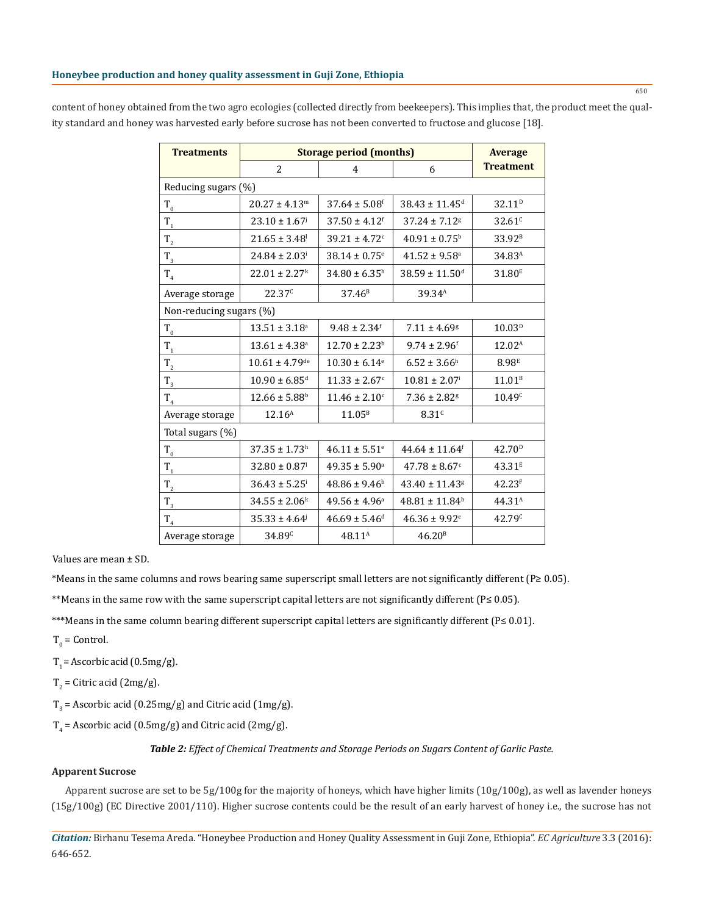content of honey obtained from the two agro ecologies (collected directly from beekeepers). This implies that, the product meet the quality standard and honey was harvested early before sucrose has not been converted to fructose and glucose [18].

| Treatments | Storage period (months) | | | Average Treatment |
|---|---|---|---|---|
| | 2 | 4 | 6 | |
| Reducing sugars (%) | | | | |
| $T_0$ | $20.27 \pm 4.13^{m}$ | $37.64 \pm 5.08^{f}$ | $38.43 \pm 11.45^{d}$ | $32.11^{D}$ |
| $T_1$ | $23.10 \pm 1.67^{j}$ | $37.50 \pm 4.12^{f}$ | $37.24 \pm 7.12^{g}$ | $32.61^{C}$ |
| $T_2$ | $21.65 \pm 3.48^{l}$ | $39.21 \pm 4.72^{c}$ | $40.91 \pm 0.75^{b}$ | $33.92^{B}$ |
| $T_3$ | $24.84 \pm 2.03^{i}$ | $38.14 \pm 0.75^{e}$ | $41.52 \pm 9.58^{a}$ | $34.83^{A}$ |
| $T_4$ | $22.01 \pm 2.27^{k}$ | $34.80 \pm 6.35^{h}$ | $38.59 \pm 11.50^{d}$ | $31.80^{E}$ |
| Average storage | $22.37^{C}$ | $37.46^{B}$ | $39.34^{A}$ | |
| Non-reducing sugars (%) | | | | |
| $T_0$ | $13.51 \pm 3.18^{a}$ | $9.48 \pm 2.34^{f}$ | $7.11 \pm 4.69^{g}$ | $10.03^{D}$ |
| $T_1$ | $13.61 \pm 4.38^{a}$ | $12.70 \pm 2.23^{b}$ | $9.74 \pm 2.96^{f}$ | $12.02^{A}$ |
| $T_2$ | $10.61 \pm 4.79^{de}$ | $10.30 \pm 6.14^{e}$ | $6.52 \pm 3.66^{h}$ | $8.98^{E}$ |
| $T_3$ | $10.90 \pm 6.85^{d}$ | $11.33 \pm 2.67^{c}$ | $10.81 \pm 2.07^{i}$ | $11.01^{B}$ |
| $T_4$ | $12.66 \pm 5.88^{b}$ | $11.46 \pm 2.10^{c}$ | $7.36 \pm 2.82^{g}$ | $10.49^{C}$ |
| Average storage | $12.16^{A}$ | $11.05^{B}$ | $8.31^{C}$ | |
| Total sugars (%) | | | | |
| $T_0$ | $37.35 \pm 1.73^{h}$ | $46.11 \pm 5.51^{e}$ | $44.64 \pm 11.64^{f}$ | $42.70^{D}$ |
| $T_1$ | $32.80 \pm 0.87^{l}$ | $49.35 \pm 5.90^{a}$ | $47.78 \pm 8.67^{c}$ | $43.31^{E}$ |
| $T_2$ | $36.43 \pm 5.25^{i}$ | $48.86 \pm 9.46^{b}$ | $43.40 \pm 11.43^{g}$ | $42.23^{F}$ |
| $T_3$ | $34.55 \pm 2.06^{k}$ | $49.56 \pm 4.96^{a}$ | $48.81 \pm 11.84^{b}$ | $44.31^{A}$ |
| $T_4$ | $35.33 \pm 4.64^{j}$ | $46.69 \pm 5.46^{d}$ | $46.36 \pm 9.92^{e}$ | $42.79^{C}$ |
| Average storage | $34.89^{C}$ | $48.11^{A}$ | $46.20^{B}$ | |

Values are mean ± SD.

*Means in the same columns and rows bearing same superscript small letters are not significantly different ($P \geq 0.05$).

**Means in the same row with the same superscript capital letters are not significantly different ($P \leq 0.05$).

***Means in the same column bearing different superscript capital letters are significantly different ($P \leq 0.01$).

$T_0$ = Control.

$T_1$ = Ascorbic acid (0.5mg/g).

$T_2$ = Citric acid (2mg/g).

$T_3$ = Ascorbic acid (0.25mg/g) and Citric acid (1mg/g).

$T_4$ = Ascorbic acid (0.5mg/g) and Citric acid (2mg/g).

***Table 2:*** *Effect of Chemical Treatments and Storage Periods on Sugars Content of Garlic Paste.*

### Apparent Sucrose

Apparent sucrose are set to be 5g/100g for the majority of honeys, which have higher limits (10g/100g), as well as lavender honeys (15g/100g) (EC Directive 2001/110). Higher sucrose contents could be the result of an early harvest of honey i.e., the sucrose has not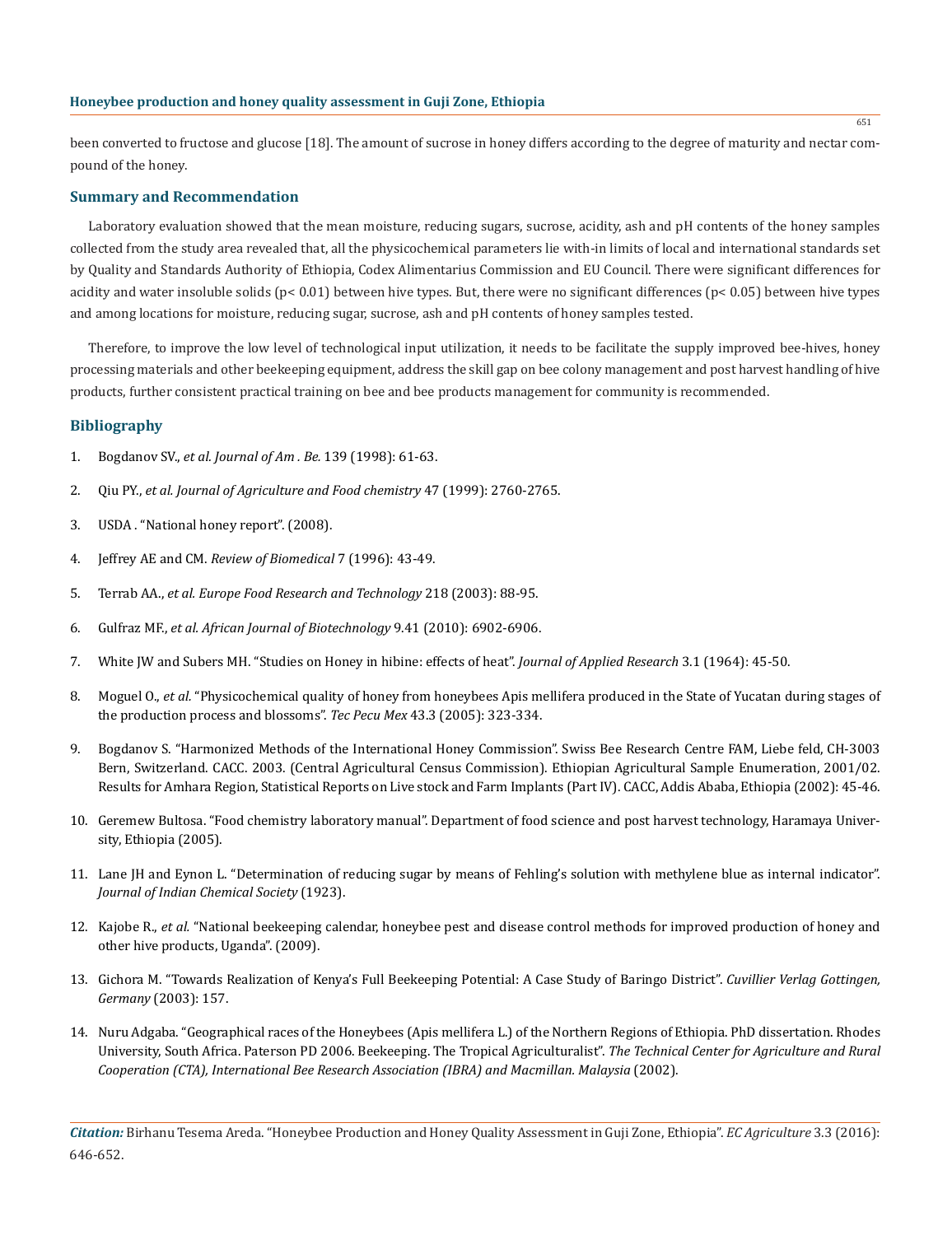been converted to fructose and glucose [18]. The amount of sucrose in honey differs according to the degree of maturity and nectar compound of the honey.

## Summary and Recommendation

Laboratory evaluation showed that the mean moisture, reducing sugars, sucrose, acidity, ash and pH contents of the honey samples collected from the study area revealed that, all the physicochemical parameters lie with-in limits of local and international standards set by Quality and Standards Authority of Ethiopia, Codex Alimentarius Commission and EU Council. There were significant differences for acidity and water insoluble solids ($p < 0.01$) between hive types. But, there were no significant differences ($p < 0.05$) between hive types and among locations for moisture, reducing sugar, sucrose, ash and pH contents of honey samples tested.

Therefore, to improve the low level of technological input utilization, it needs to be facilitate the supply improved bee-hives, honey processing materials and other beekeeping equipment, address the skill gap on bee colony management and post harvest handling of hive products, further consistent practical training on bee and bee products management for community is recommended.

## Bibliography

1. Bogdanov SV., *et al. Journal of Am . Be.* 139 (1998): 61-63.
2. Qiu PY., *et al. Journal of Agriculture and Food chemistry* 47 (1999): 2760-2765.
3. USDA . "National honey report". (2008).
4. Jeffrey AE and CM. *Review of Biomedical* 7 (1996): 43-49.
5. Terrab AA., *et al. Europe Food Research and Technology* 218 (2003): 88-95.
6. Gulfraz MF., *et al. African Journal of Biotechnology* 9.41 (2010): 6902-6906.
7. White JW and Subers MH. "Studies on Honey in hibine: effects of heat". *Journal of Applied Research* 3.1 (1964): 45-50.
8. Moguel O., *et al.* "Physicochemical quality of honey from honeybees Apis mellifera produced in the State of Yucatan during stages of the production process and blossoms". *Tec Pecu Mex* 43.3 (2005): 323-334.
9. Bogdanov S. "Harmonized Methods of the International Honey Commission". Swiss Bee Research Centre FAM, Liebe feld, CH-3003 Bern, Switzerland. CACC. 2003. (Central Agricultural Census Commission). Ethiopian Agricultural Sample Enumeration, 2001/02. Results for Amhara Region, Statistical Reports on Live stock and Farm Implants (Part IV). CACC, Addis Ababa, Ethiopia (2002): 45-46.
10. Geremew Bultosa. "Food chemistry laboratory manual". Department of food science and post harvest technology, Haramaya University, Ethiopia (2005).
11. Lane JH and Eynon L. "Determination of reducing sugar by means of Fehling's solution with methylene blue as internal indicator". *Journal of Indian Chemical Society* (1923).
12. Kajobe R., *et al.* "National beekeeping calendar, honeybee pest and disease control methods for improved production of honey and other hive products, Uganda". (2009).
13. Gichora M. "Towards Realization of Kenya's Full Beekeeping Potential: A Case Study of Baringo District". *Cuvillier Verlag Gottingen, Germany* (2003): 157.
14. Nuru Adgaba. "Geographical races of the Honeybees (Apis mellifera L.) of the Northern Regions of Ethiopia. PhD dissertation. Rhodes University, South Africa. Paterson PD 2006. Beekeeping. The Tropical Agriculturalist". *The Technical Center for Agriculture and Rural Cooperation (CTA), International Bee Research Association (IBRA) and Macmillan. Malaysia* (2002).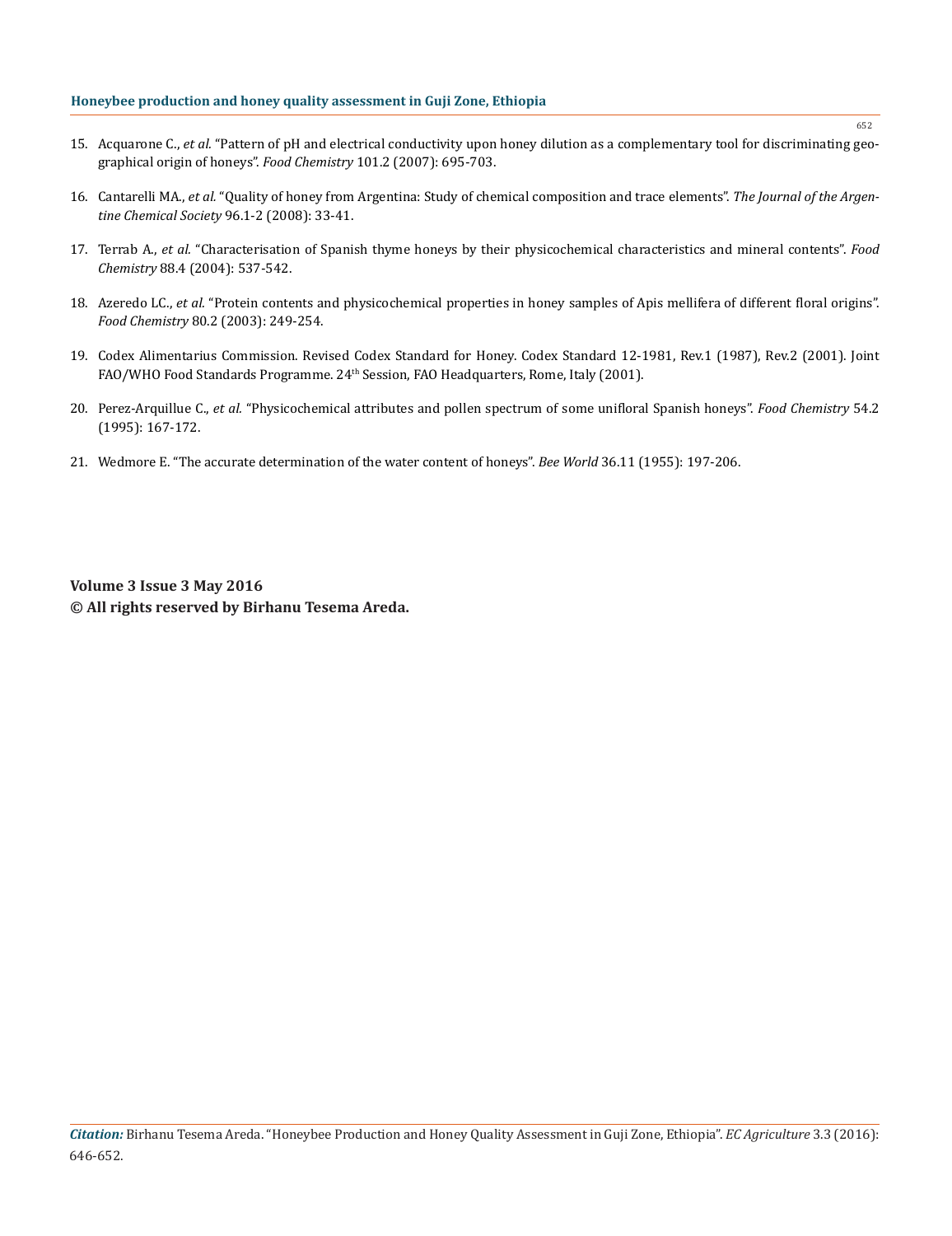15. Acquarone C., *et al.* "Pattern of pH and electrical conductivity upon honey dilution as a complementary tool for discriminating geographical origin of honeys". *Food Chemistry* 101.2 (2007): 695-703.

16. Cantarelli MA., *et al.* "Quality of honey from Argentina: Study of chemical composition and trace elements". *The Journal of the Argentine Chemical Society* 96.1-2 (2008): 33-41.

17. Terrab A., *et al.* "Characterisation of Spanish thyme honeys by their physicochemical characteristics and mineral contents". *Food Chemistry* 88.4 (2004): 537-542.

18. Azeredo LC., *et al.* "Protein contents and physicochemical properties in honey samples of Apis mellifera of different floral origins". *Food Chemistry* 80.2 (2003): 249-254.

19. Codex Alimentarius Commission. Revised Codex Standard for Honey. Codex Standard 12-1981, Rev.1 (1987), Rev.2 (2001). Joint FAO/WHO Food Standards Programme. 24th Session, FAO Headquarters, Rome, Italy (2001).

20. Perez-Arquillue C., *et al.* "Physicochemical attributes and pollen spectrum of some unifloral Spanish honeys". *Food Chemistry* 54.2 (1995): 167-172.

21. Wedmore E. "The accurate determination of the water content of honeys". *Bee World* 36.11 (1955): 197-206.

**Volume 3 Issue 3 May 2016**
**© All rights reserved by Birhanu Tesema Areda.**